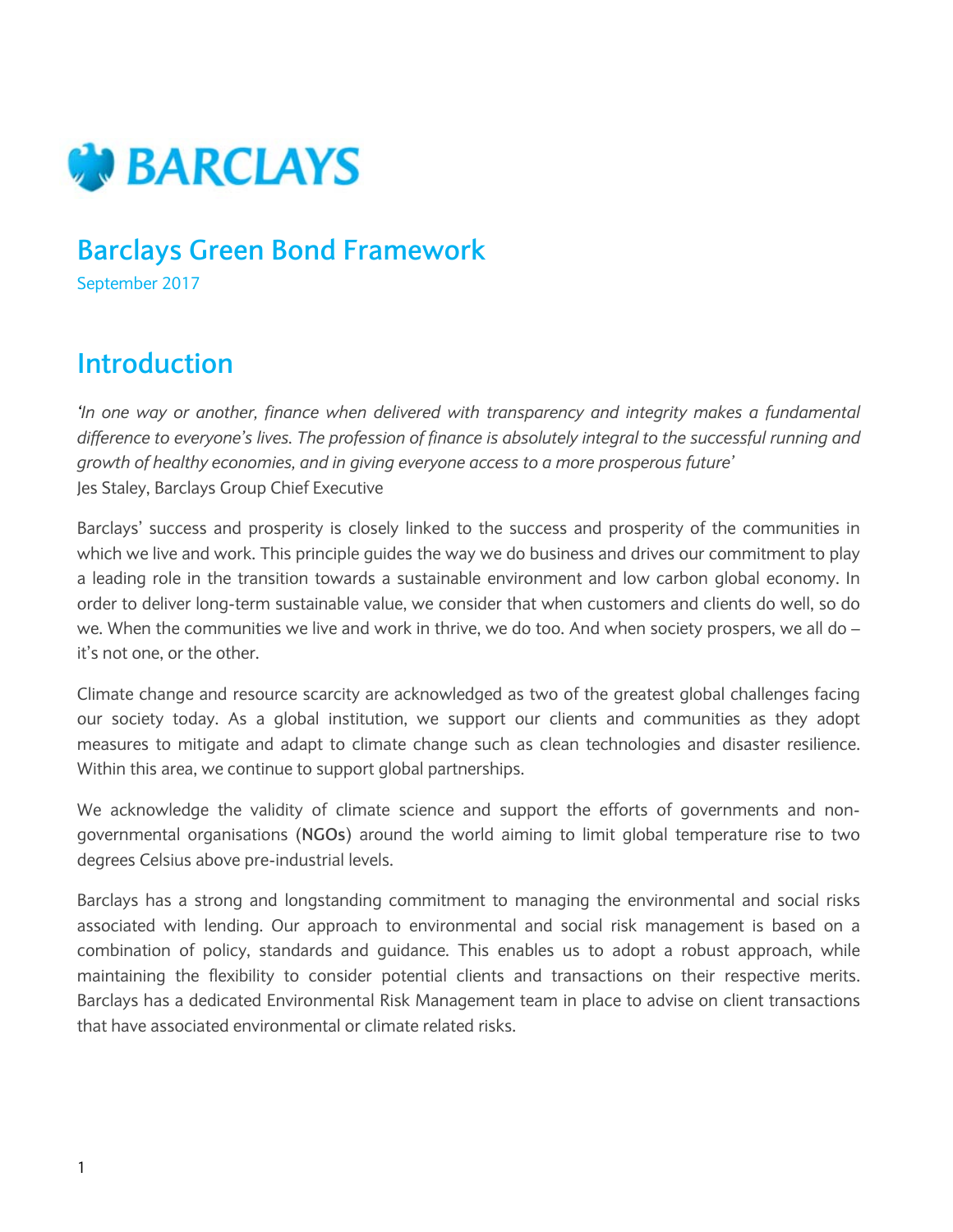BARCLAYS

# Barclays Green Bond Framework

September 2017

## Introduction

*'In one way or another, finance when delivered with transparency and integrity makes a fundamental difference to everyone's lives. The profession of finance is absolutely integral to the successful running and growth of healthy economies, and in giving everyone access to a more prosperous future'*
Jes Staley, Barclays Group Chief Executive

Barclays' success and prosperity is closely linked to the success and prosperity of the communities in which we live and work. This principle guides the way we do business and drives our commitment to play a leading role in the transition towards a sustainable environment and low carbon global economy. In order to deliver long-term sustainable value, we consider that when customers and clients do well, so do we. When the communities we live and work in thrive, we do too. And when society prospers, we all do – it's not one, or the other.

Climate change and resource scarcity are acknowledged as two of the greatest global challenges facing our society today. As a global institution, we support our clients and communities as they adopt measures to mitigate and adapt to climate change such as clean technologies and disaster resilience. Within this area, we continue to support global partnerships.

We acknowledge the validity of climate science and support the efforts of governments and non-governmental organisations (**NGOs**) around the world aiming to limit global temperature rise to two degrees Celsius above pre-industrial levels.

Barclays has a strong and longstanding commitment to managing the environmental and social risks associated with lending. Our approach to environmental and social risk management is based on a combination of policy, standards and guidance. This enables us to adopt a robust approach, while maintaining the flexibility to consider potential clients and transactions on their respective merits. Barclays has a dedicated Environmental Risk Management team in place to advise on client transactions that have associated environmental or climate related risks.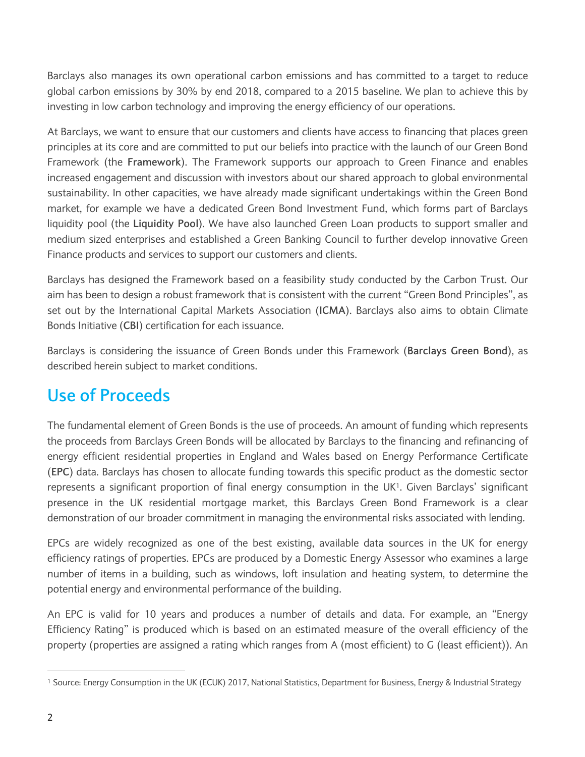Barclays also manages its own operational carbon emissions and has committed to a target to reduce global carbon emissions by 30% by end 2018, compared to a 2015 baseline. We plan to achieve this by investing in low carbon technology and improving the energy efficiency of our operations.

At Barclays, we want to ensure that our customers and clients have access to financing that places green principles at its core and are committed to put our beliefs into practice with the launch of our Green Bond Framework (the **Framework**). The Framework supports our approach to Green Finance and enables increased engagement and discussion with investors about our shared approach to global environmental sustainability. In other capacities, we have already made significant undertakings within the Green Bond market, for example we have a dedicated Green Bond Investment Fund, which forms part of Barclays liquidity pool (the **Liquidity Pool**). We have also launched Green Loan products to support smaller and medium sized enterprises and established a Green Banking Council to further develop innovative Green Finance products and services to support our customers and clients.

Barclays has designed the Framework based on a feasibility study conducted by the Carbon Trust. Our aim has been to design a robust framework that is consistent with the current "Green Bond Principles", as set out by the International Capital Markets Association (**ICMA**). Barclays also aims to obtain Climate Bonds Initiative (**CBI**) certification for each issuance.

Barclays is considering the issuance of Green Bonds under this Framework (**Barclays Green Bond**), as described herein subject to market conditions.

## Use of Proceeds

The fundamental element of Green Bonds is the use of proceeds. An amount of funding which represents the proceeds from Barclays Green Bonds will be allocated by Barclays to the financing and refinancing of energy efficient residential properties in England and Wales based on Energy Performance Certificate (**EPC**) data. Barclays has chosen to allocate funding towards this specific product as the domestic sector represents a significant proportion of final energy consumption in the UK[1]. Given Barclays' significant presence in the UK residential mortgage market, this Barclays Green Bond Framework is a clear demonstration of our broader commitment in managing the environmental risks associated with lending.

EPCs are widely recognized as one of the best existing, available data sources in the UK for energy efficiency ratings of properties. EPCs are produced by a Domestic Energy Assessor who examines a large number of items in a building, such as windows, loft insulation and heating system, to determine the potential energy and environmental performance of the building.

An EPC is valid for 10 years and produces a number of details and data. For example, an "Energy Efficiency Rating" is produced which is based on an estimated measure of the overall efficiency of the property (properties are assigned a rating which ranges from A (most efficient) to G (least efficient)). An

[1] Source: Energy Consumption in the UK (ECUK) 2017, National Statistics, Department for Business, Energy & Industrial Strategy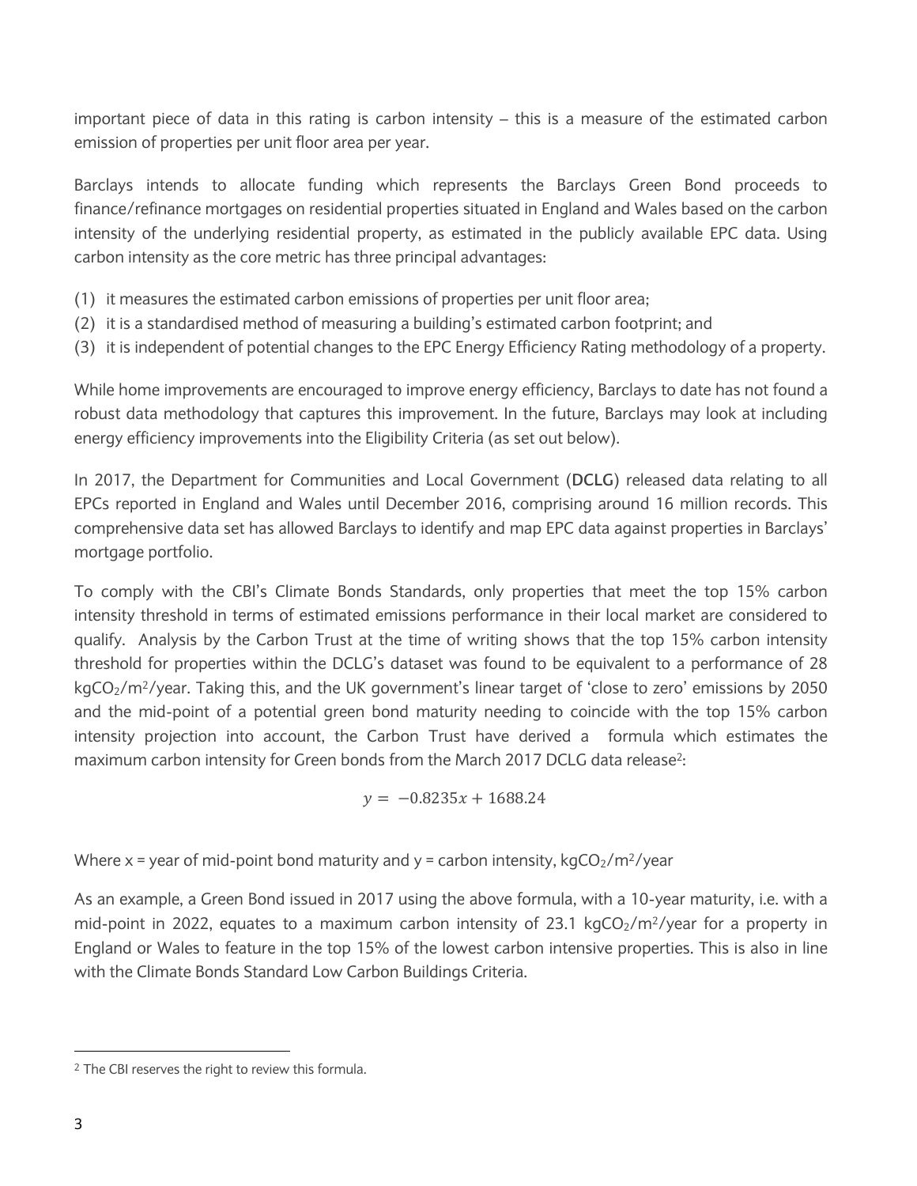important piece of data in this rating is carbon intensity – this is a measure of the estimated carbon emission of properties per unit floor area per year.

Barclays intends to allocate funding which represents the Barclays Green Bond proceeds to finance/refinance mortgages on residential properties situated in England and Wales based on the carbon intensity of the underlying residential property, as estimated in the publicly available EPC data. Using carbon intensity as the core metric has three principal advantages:

(1) it measures the estimated carbon emissions of properties per unit floor area;
(2) it is a standardised method of measuring a building's estimated carbon footprint; and
(3) it is independent of potential changes to the EPC Energy Efficiency Rating methodology of a property.

While home improvements are encouraged to improve energy efficiency, Barclays to date has not found a robust data methodology that captures this improvement. In the future, Barclays may look at including energy efficiency improvements into the Eligibility Criteria (as set out below).

In 2017, the Department for Communities and Local Government (**DCLG**) released data relating to all EPCs reported in England and Wales until December 2016, comprising around 16 million records. This comprehensive data set has allowed Barclays to identify and map EPC data against properties in Barclays' mortgage portfolio.

To comply with the CBI's Climate Bonds Standards, only properties that meet the top 15% carbon intensity threshold in terms of estimated emissions performance in their local market are considered to qualify. Analysis by the Carbon Trust at the time of writing shows that the top 15% carbon intensity threshold for properties within the DCLG's dataset was found to be equivalent to a performance of 28 $kgCO_2/m^2$/year. Taking this, and the UK government's linear target of 'close to zero' emissions by 2050 and the mid-point of a potential green bond maturity needing to coincide with the top 15% carbon intensity projection into account, the Carbon Trust have derived a formula which estimates the maximum carbon intensity for Green bonds from the March 2017 DCLG data release[2]:

$$y = -0.8235x + 1688.24$$

Where x = year of mid-point bond maturity and y = carbon intensity, $kgCO_2/m^2$/year

As an example, a Green Bond issued in 2017 using the above formula, with a 10-year maturity, i.e. with a mid-point in 2022, equates to a maximum carbon intensity of 23.1 $kgCO_2/m^2$/year for a property in England or Wales to feature in the top 15% of the lowest carbon intensive properties. This is also in line with the Climate Bonds Standard Low Carbon Buildings Criteria.

[2] The CBI reserves the right to review this formula.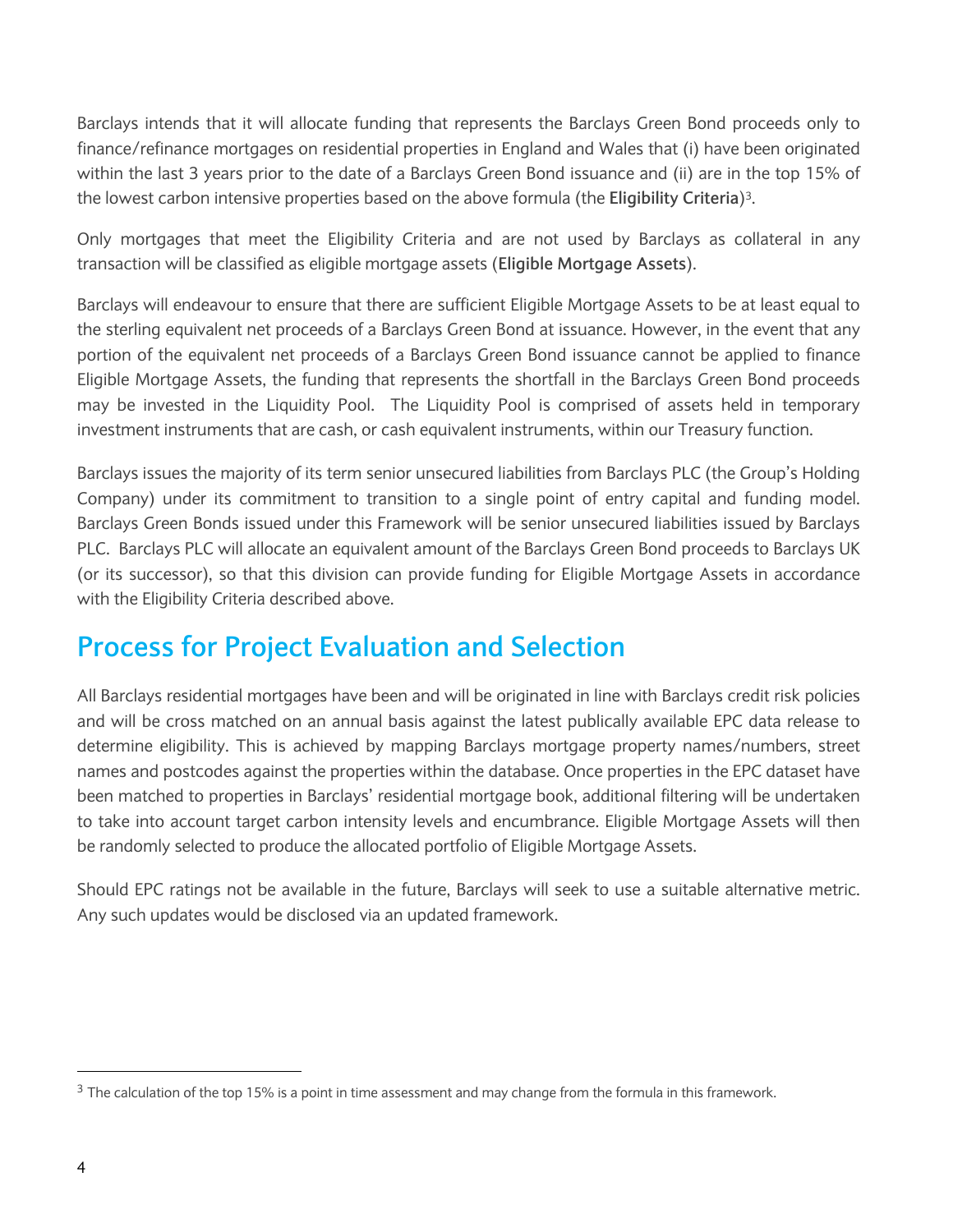Barclays intends that it will allocate funding that represents the Barclays Green Bond proceeds only to finance/refinance mortgages on residential properties in England and Wales that (i) have been originated within the last 3 years prior to the date of a Barclays Green Bond issuance and (ii) are in the top 15% of the lowest carbon intensive properties based on the above formula (the **Eligibility Criteria**)[3].

Only mortgages that meet the Eligibility Criteria and are not used by Barclays as collateral in any transaction will be classified as eligible mortgage assets (**Eligible Mortgage Assets**).

Barclays will endeavour to ensure that there are sufficient Eligible Mortgage Assets to be at least equal to the sterling equivalent net proceeds of a Barclays Green Bond at issuance. However, in the event that any portion of the equivalent net proceeds of a Barclays Green Bond issuance cannot be applied to finance Eligible Mortgage Assets, the funding that represents the shortfall in the Barclays Green Bond proceeds may be invested in the Liquidity Pool. The Liquidity Pool is comprised of assets held in temporary investment instruments that are cash, or cash equivalent instruments, within our Treasury function.

Barclays issues the majority of its term senior unsecured liabilities from Barclays PLC (the Group's Holding Company) under its commitment to transition to a single point of entry capital and funding model. Barclays Green Bonds issued under this Framework will be senior unsecured liabilities issued by Barclays PLC. Barclays PLC will allocate an equivalent amount of the Barclays Green Bond proceeds to Barclays UK (or its successor), so that this division can provide funding for Eligible Mortgage Assets in accordance with the Eligibility Criteria described above.

## Process for Project Evaluation and Selection

All Barclays residential mortgages have been and will be originated in line with Barclays credit risk policies and will be cross matched on an annual basis against the latest publically available EPC data release to determine eligibility. This is achieved by mapping Barclays mortgage property names/numbers, street names and postcodes against the properties within the database. Once properties in the EPC dataset have been matched to properties in Barclays' residential mortgage book, additional filtering will be undertaken to take into account target carbon intensity levels and encumbrance. Eligible Mortgage Assets will then be randomly selected to produce the allocated portfolio of Eligible Mortgage Assets.

Should EPC ratings not be available in the future, Barclays will seek to use a suitable alternative metric. Any such updates would be disclosed via an updated framework.

[3] The calculation of the top 15% is a point in time assessment and may change from the formula in this framework.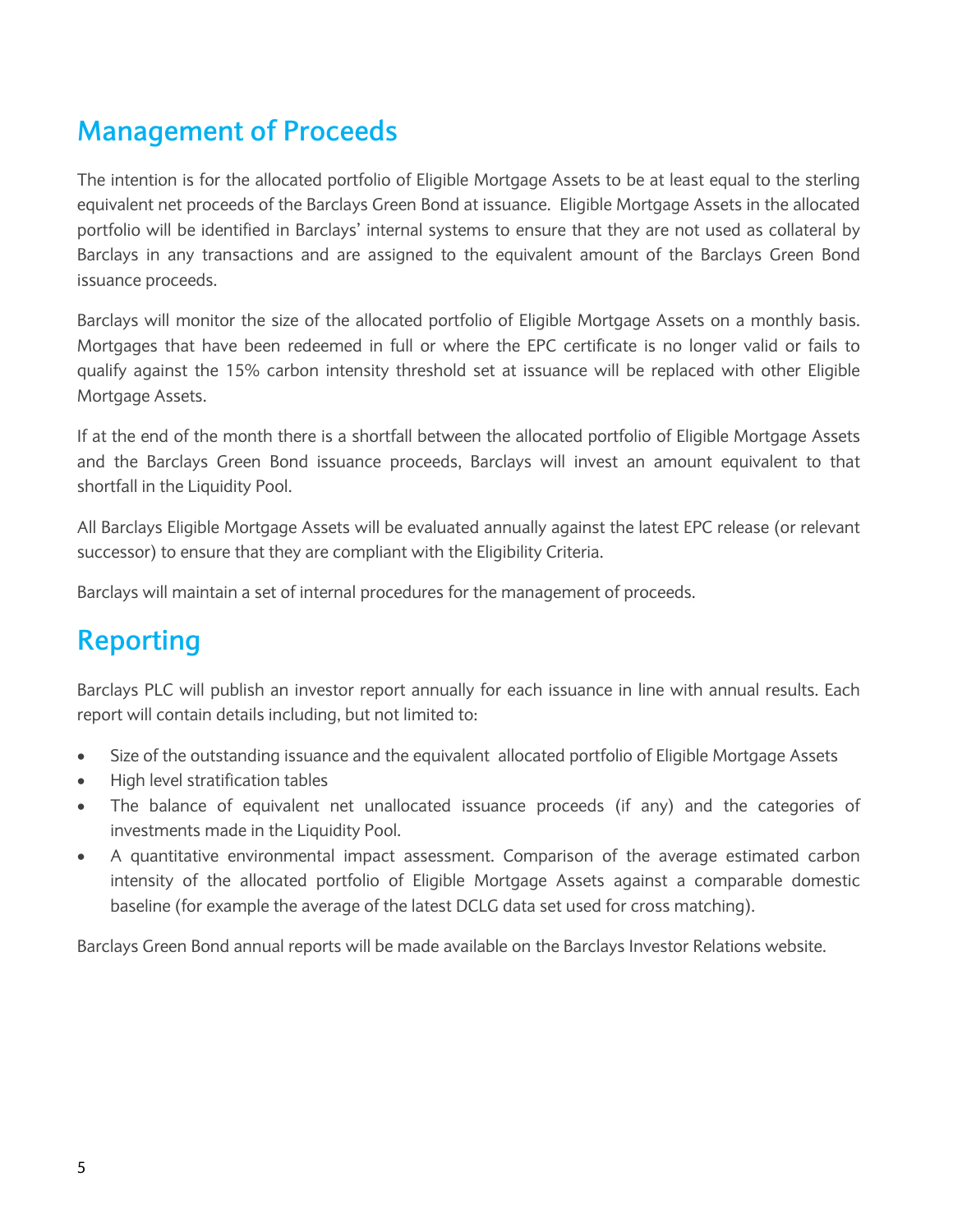## Management of Proceeds

The intention is for the allocated portfolio of Eligible Mortgage Assets to be at least equal to the sterling equivalent net proceeds of the Barclays Green Bond at issuance. Eligible Mortgage Assets in the allocated portfolio will be identified in Barclays' internal systems to ensure that they are not used as collateral by Barclays in any transactions and are assigned to the equivalent amount of the Barclays Green Bond issuance proceeds.

Barclays will monitor the size of the allocated portfolio of Eligible Mortgage Assets on a monthly basis. Mortgages that have been redeemed in full or where the EPC certificate is no longer valid or fails to qualify against the 15% carbon intensity threshold set at issuance will be replaced with other Eligible Mortgage Assets.

If at the end of the month there is a shortfall between the allocated portfolio of Eligible Mortgage Assets and the Barclays Green Bond issuance proceeds, Barclays will invest an amount equivalent to that shortfall in the Liquidity Pool.

All Barclays Eligible Mortgage Assets will be evaluated annually against the latest EPC release (or relevant successor) to ensure that they are compliant with the Eligibility Criteria.

Barclays will maintain a set of internal procedures for the management of proceeds.

## Reporting

Barclays PLC will publish an investor report annually for each issuance in line with annual results. Each report will contain details including, but not limited to:

- Size of the outstanding issuance and the equivalent allocated portfolio of Eligible Mortgage Assets
- High level stratification tables
- The balance of equivalent net unallocated issuance proceeds (if any) and the categories of investments made in the Liquidity Pool.
- A quantitative environmental impact assessment. Comparison of the average estimated carbon intensity of the allocated portfolio of Eligible Mortgage Assets against a comparable domestic baseline (for example the average of the latest DCLG data set used for cross matching).

Barclays Green Bond annual reports will be made available on the Barclays Investor Relations website.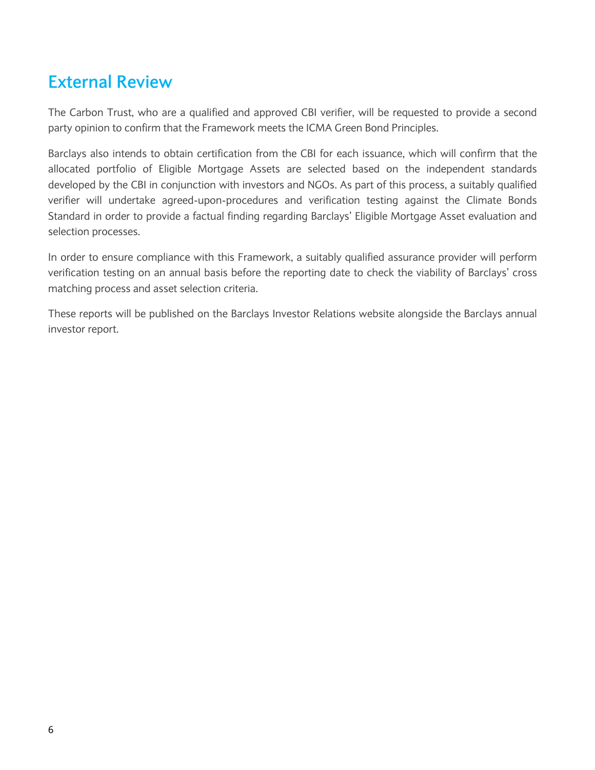## External Review

The Carbon Trust, who are a qualified and approved CBI verifier, will be requested to provide a second party opinion to confirm that the Framework meets the ICMA Green Bond Principles.

Barclays also intends to obtain certification from the CBI for each issuance, which will confirm that the allocated portfolio of Eligible Mortgage Assets are selected based on the independent standards developed by the CBI in conjunction with investors and NGOs. As part of this process, a suitably qualified verifier will undertake agreed-upon-procedures and verification testing against the Climate Bonds Standard in order to provide a factual finding regarding Barclays' Eligible Mortgage Asset evaluation and selection processes.

In order to ensure compliance with this Framework, a suitably qualified assurance provider will perform verification testing on an annual basis before the reporting date to check the viability of Barclays' cross matching process and asset selection criteria.

These reports will be published on the Barclays Investor Relations website alongside the Barclays annual investor report.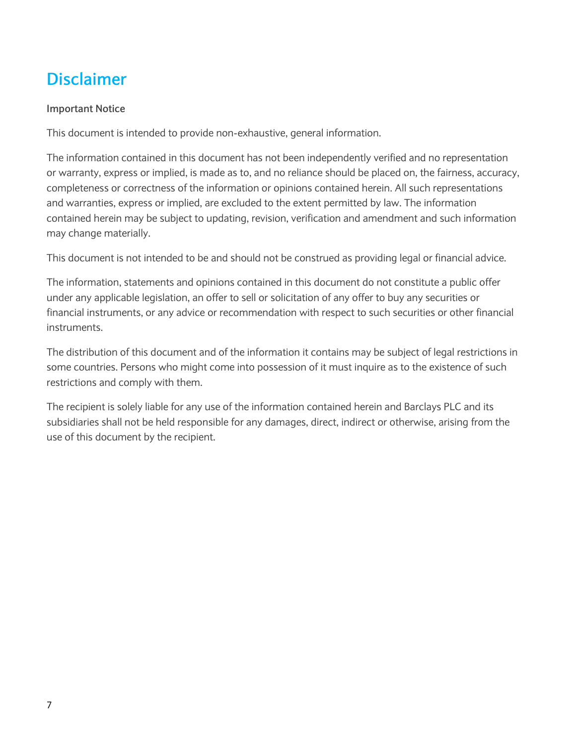# Disclaimer

**Important Notice**

This document is intended to provide non-exhaustive, general information.

The information contained in this document has not been independently verified and no representation or warranty, express or implied, is made as to, and no reliance should be placed on, the fairness, accuracy, completeness or correctness of the information or opinions contained herein. All such representations and warranties, express or implied, are excluded to the extent permitted by law. The information contained herein may be subject to updating, revision, verification and amendment and such information may change materially.

This document is not intended to be and should not be construed as providing legal or financial advice.

The information, statements and opinions contained in this document do not constitute a public offer under any applicable legislation, an offer to sell or solicitation of any offer to buy any securities or financial instruments, or any advice or recommendation with respect to such securities or other financial instruments.

The distribution of this document and of the information it contains may be subject of legal restrictions in some countries. Persons who might come into possession of it must inquire as to the existence of such restrictions and comply with them.

The recipient is solely liable for any use of the information contained herein and Barclays PLC and its subsidiaries shall not be held responsible for any damages, direct, indirect or otherwise, arising from the use of this document by the recipient.